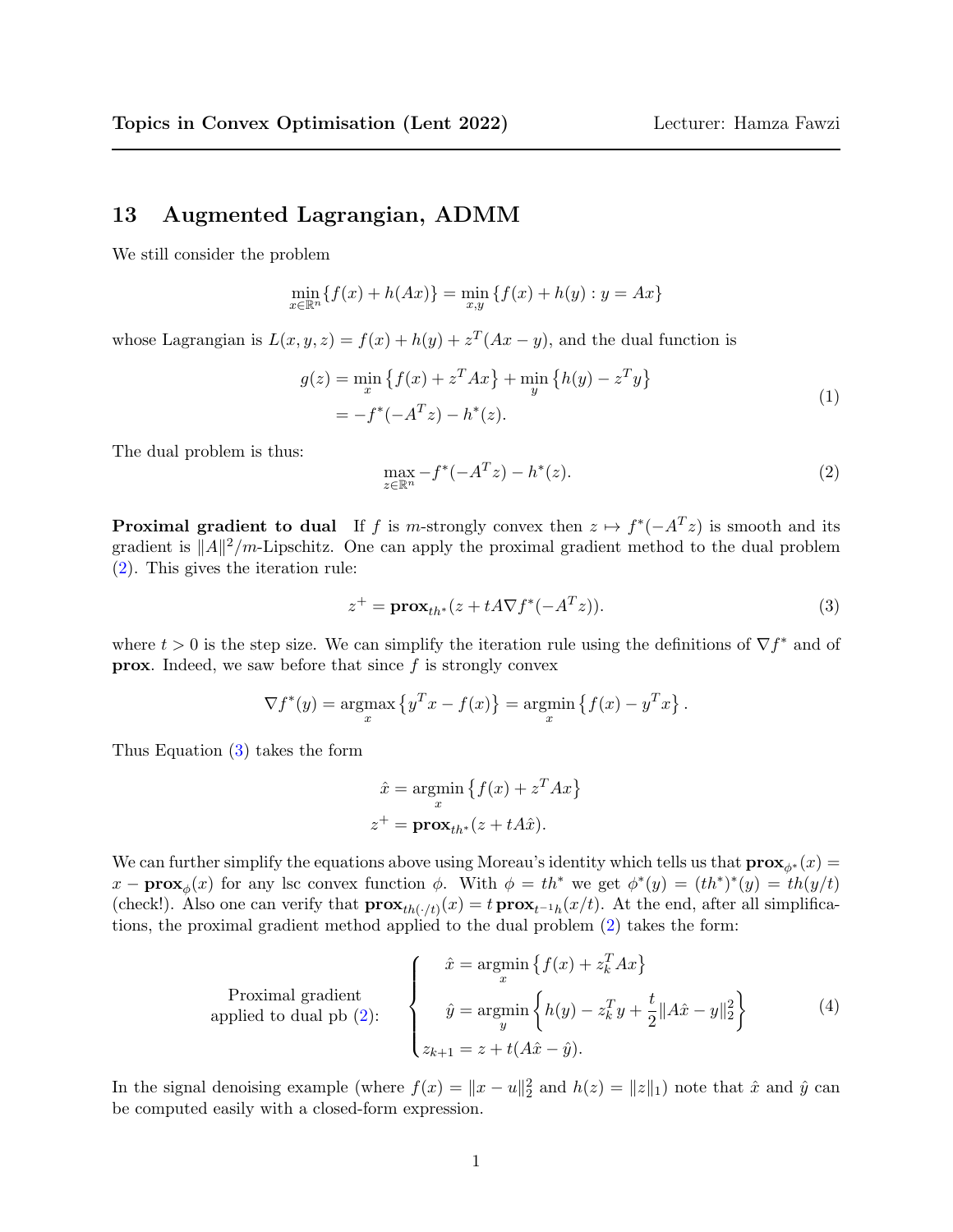**Topics in Convex Optimisation (Lent 2022)** Lecturer: Hamza Fawzi

## 13 Augmented Lagrangian, ADMM

We still consider the problem

$$\min_{x \in \mathbb{R}^n} \{f(x) + h(Ax)\} = \min_{x,y} \{f(x) + h(y) : y = Ax\}$$

whose Lagrangian is $L(x, y, z) = f(x) + h(y) + z^T(Ax - y)$, and the dual function is

$$\begin{aligned} g(z) &= \min_x \left\{ f(x) + z^T Ax \right\} + \min_y \left\{ h(y) - z^T y \right\} \\ &= -f^*(-A^T z) - h^*(z). \end{aligned} \tag{1}$$

The dual problem is thus:

$$\max_{z \in \mathbb{R}^n} -f^*(-A^T z) - h^*(z). \tag{2}$$

**Proximal gradient to dual** If $f$ is $m$-strongly convex then $z \mapsto f^*(-A^T z)$ is smooth and its gradient is $\|A\|^2/m$-Lipschitz. One can apply the proximal gradient method to the dual problem (2). This gives the iteration rule:

$$z^+ = \mathbf{prox}_{th^*}(z + tA\nabla f^*(-A^T z)). \tag{3}$$

where $t > 0$ is the step size. We can simplify the iteration rule using the definitions of $\nabla f^*$ and of **prox**. Indeed, we saw before that since $f$ is strongly convex

$$\nabla f^*(y) = \operatorname*{argmax}_x \left\{ y^T x - f(x) \right\} = \operatorname*{argmin}_x \left\{ f(x) - y^T x \right\}.$$

Thus Equation (3) takes the form

$$\begin{aligned} \hat{x} &= \operatorname*{argmin}_x \left\{ f(x) + z^T Ax \right\} \\ z^+ &= \mathbf{prox}_{th^*}(z + tA\hat{x}). \end{aligned}$$

We can further simplify the equations above using Moreau's identity which tells us that $\mathbf{prox}_{\phi^*}(x) = x - \mathbf{prox}_{\phi}(x)$ for any lsc convex function $\phi$. With $\phi = th^*$ we get $\phi^*(y) = (th^*)^*(y) = th(y/t)$ (check!). Also one can verify that $\mathbf{prox}_{th(\cdot/t)}(x) = t\,\mathbf{prox}_{t^{-1}h}(x/t)$. At the end, after all simplifications, the proximal gradient method applied to the dual problem (2) takes the form:

$$\text{Proximal gradient applied to dual pb (2):} \quad \begin{cases} \hat{x} = \operatorname*{argmin}_x \left\{ f(x) + z_k^T Ax \right\} \\ \hat{y} = \operatorname*{argmin}_y \left\{ h(y) - z_k^T y + \dfrac{t}{2}\|A\hat{x} - y\|_2^2 \right\} \\ z_{k+1} = z + t(A\hat{x} - \hat{y}). \end{cases} \tag{4}$$

In the signal denoising example (where $f(x) = \|x - u\|_2^2$ and $h(z) = \|z\|_1$) note that $\hat{x}$ and $\hat{y}$ can be computed easily with a closed-form expression.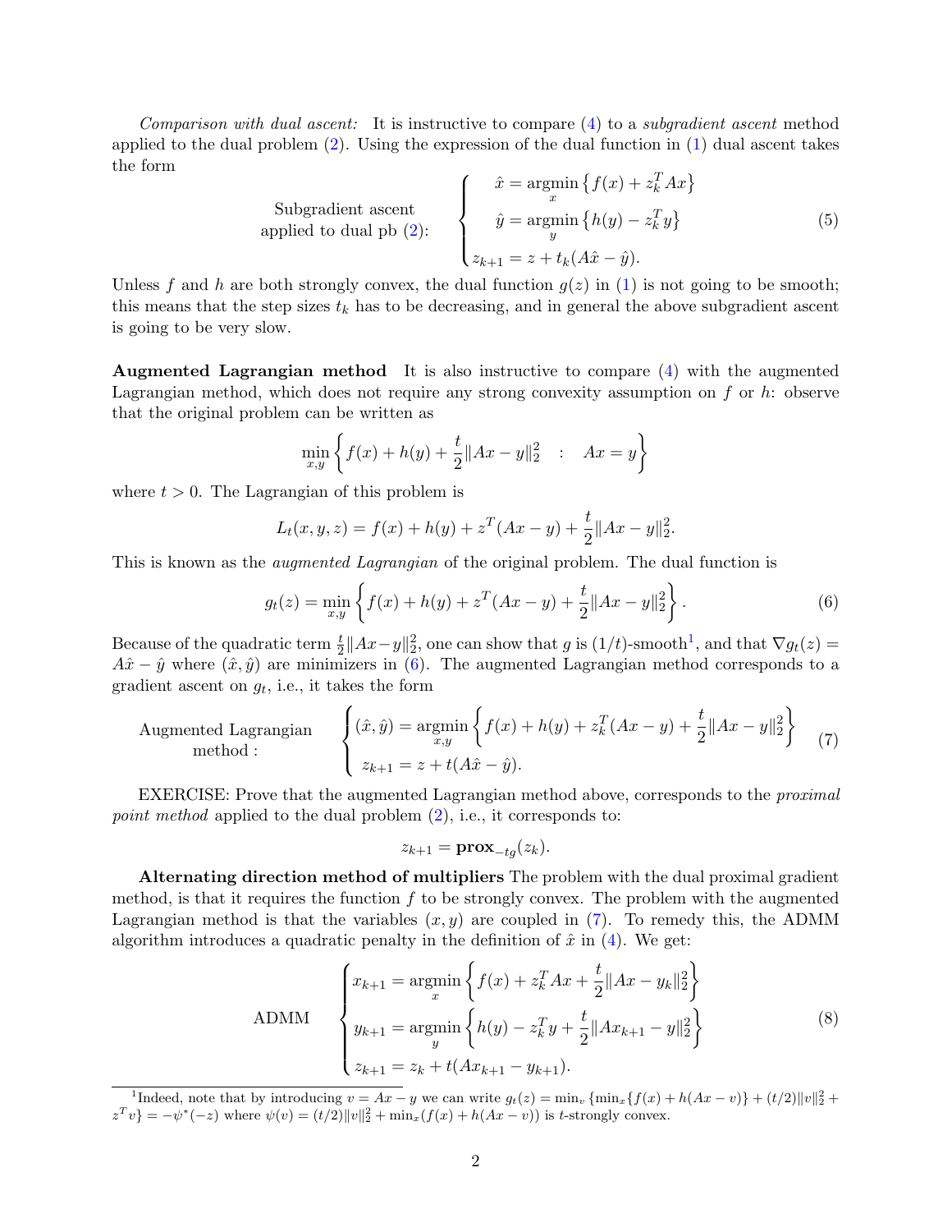*Comparison with dual ascent:* It is instructive to compare (4) to a *subgradient ascent* method applied to the dual problem (2). Using the expression of the dual function in (1) dual ascent takes the form

$$\text{Subgradient ascent applied to dual pb (2):} \quad \begin{cases} \hat{x} = \underset{x}{\operatorname{argmin}} \left\{ f(x) + z_k^T A x \right\} \\ \hat{y} = \underset{y}{\operatorname{argmin}} \left\{ h(y) - z_k^T y \right\} \\ z_{k+1} = z + t_k (A\hat{x} - \hat{y}). \end{cases} \tag{5}$$

Unless $f$ and $h$ are both strongly convex, the dual function $g(z)$ in (1) is not going to be smooth; this means that the step sizes $t_k$ has to be decreasing, and in general the above subgradient ascent is going to be very slow.

**Augmented Lagrangian method** It is also instructive to compare (4) with the augmented Lagrangian method, which does not require any strong convexity assumption on $f$ or $h$: observe that the original problem can be written as

$$\min_{x,y} \left\{ f(x) + h(y) + \frac{t}{2} \|Ax - y\|_2^2 \quad : \quad Ax = y \right\}$$

where $t > 0$. The Lagrangian of this problem is

$$L_t(x, y, z) = f(x) + h(y) + z^T (Ax - y) + \frac{t}{2} \|Ax - y\|_2^2.$$

This is known as the *augmented Lagrangian* of the original problem. The dual function is

$$g_t(z) = \min_{x,y} \left\{ f(x) + h(y) + z^T (Ax - y) + \frac{t}{2} \|Ax - y\|_2^2 \right\}. \tag{6}$$

Because of the quadratic term $\frac{t}{2}\|Ax - y\|_2^2$, one can show that $g$ is $(1/t)$-smooth[1], and that $\nabla g_t(z) = A\hat{x} - \hat{y}$ where $(\hat{x}, \hat{y})$ are minimizers in (6). The augmented Lagrangian method corresponds to a gradient ascent on $g_t$, i.e., it takes the form

$$\text{Augmented Lagrangian method :} \quad \begin{cases} (\hat{x}, \hat{y}) = \underset{x,y}{\operatorname{argmin}} \left\{ f(x) + h(y) + z_k^T (Ax - y) + \frac{t}{2} \|Ax - y\|_2^2 \right\} \\ z_{k+1} = z + t(A\hat{x} - \hat{y}). \end{cases} \tag{7}$$

EXERCISE: Prove that the augmented Lagrangian method above, corresponds to the *proximal point method* applied to the dual problem (2), i.e., it corresponds to:

$$z_{k+1} = \mathbf{prox}_{-tg}(z_k).$$

**Alternating direction method of multipliers** The problem with the dual proximal gradient method, is that it requires the function $f$ to be strongly convex. The problem with the augmented Lagrangian method is that the variables $(x, y)$ are coupled in (7). To remedy this, the ADMM algorithm introduces a quadratic penalty in the definition of $\hat{x}$ in (4). We get:

$$\text{ADMM} \quad \begin{cases} x_{k+1} = \underset{x}{\operatorname{argmin}} \left\{ f(x) + z_k^T A x + \frac{t}{2} \|Ax - y_k\|_2^2 \right\} \\ y_{k+1} = \underset{y}{\operatorname{argmin}} \left\{ h(y) - z_k^T y + \frac{t}{2} \|Ax_{k+1} - y\|_2^2 \right\} \\ z_{k+1} = z_k + t(Ax_{k+1} - y_{k+1}). \end{cases} \tag{8}$$

---

[1] Indeed, note that by introducing $v = Ax - y$ we can write $g_t(z) = \min_v \{\min_x \{f(x) + h(Ax - v)\} + (t/2)\|v\|_2^2 + z^T v\} = -\psi^*(-z)$ where $\psi(v) = (t/2)\|v\|_2^2 + \min_x (f(x) + h(Ax - v))$ is $t$-strongly convex.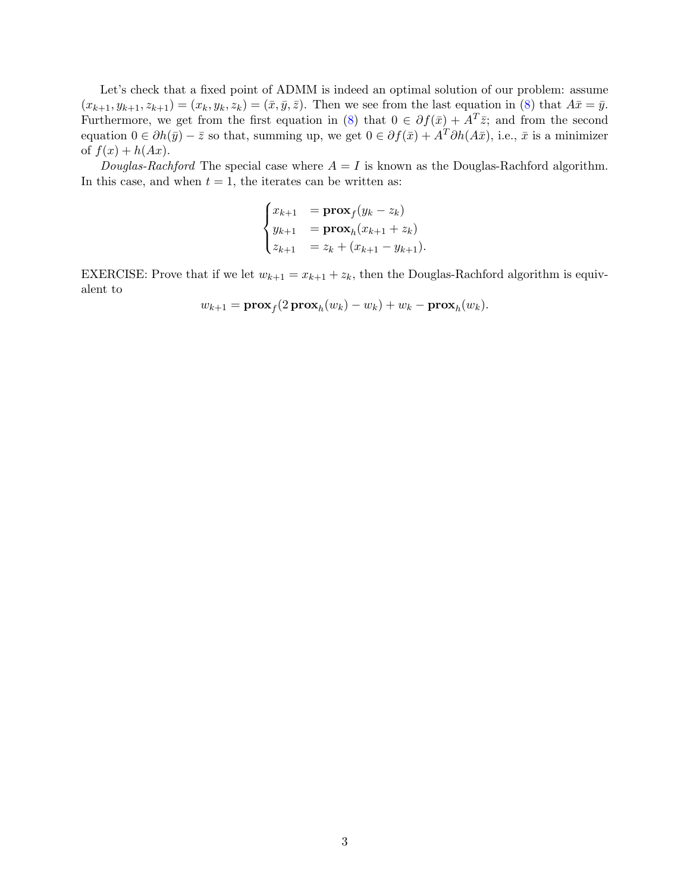Let's check that a fixed point of ADMM is indeed an optimal solution of our problem: assume $(x_{k+1}, y_{k+1}, z_{k+1}) = (x_k, y_k, z_k) = (\bar{x}, \bar{y}, \bar{z})$. Then we see from the last equation in (8) that $A\bar{x} = \bar{y}$. Furthermore, we get from the first equation in (8) that $0 \in \partial f(\bar{x}) + A^T \bar{z}$; and from the second equation $0 \in \partial h(\bar{y}) - \bar{z}$ so that, summing up, we get $0 \in \partial f(\bar{x}) + A^T \partial h(A\bar{x})$, i.e., $\bar{x}$ is a minimizer of $f(x) + h(Ax)$.

*Douglas-Rachford* The special case where $A = I$ is known as the Douglas-Rachford algorithm. In this case, and when $t = 1$, the iterates can be written as:

$$\begin{cases} x_{k+1} &= \mathbf{prox}_f(y_k - z_k) \\ y_{k+1} &= \mathbf{prox}_h(x_{k+1} + z_k) \\ z_{k+1} &= z_k + (x_{k+1} - y_{k+1}). \end{cases}$$

EXERCISE: Prove that if we let $w_{k+1} = x_{k+1} + z_k$, then the Douglas-Rachford algorithm is equivalent to

$$w_{k+1} = \mathbf{prox}_f(2\,\mathbf{prox}_h(w_k) - w_k) + w_k - \mathbf{prox}_h(w_k).$$